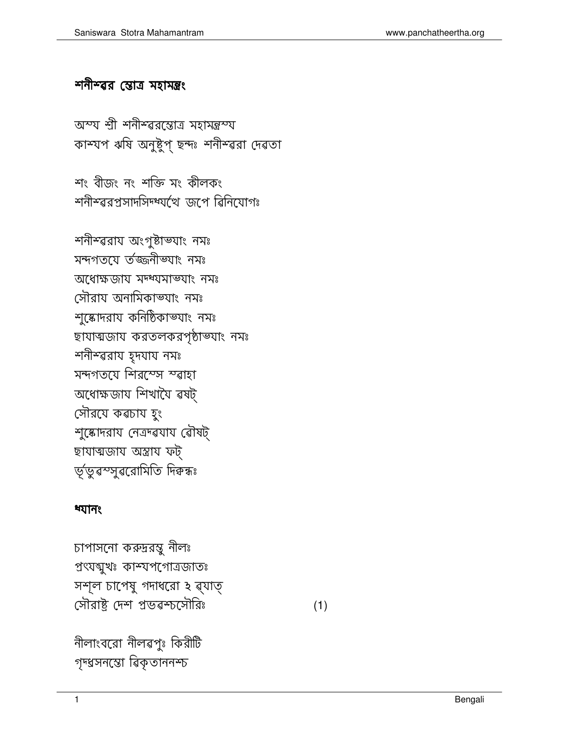## শনীশ্বর স্তোত্র মহামন্ত্রং

অস্য শ্রী শনীশ্বরস্তোত্র মহামন্ত্রস্য
কাশ্যপ ঋষি অনুষ্টুপ্ ছন্দঃ শনীশ্বরা দেবতা

শং বীজং নং শক্তি মং কীলকং
শনীশ্বরপ্রসাদসিদ্ধ্যর্থে জপে বিনিযোগঃ

শনীশ্বরায অংগুষ্ঠাভ্যাং নমঃ
মন্দগতযে তর্জ্জনীভ্যাং নমঃ
অধোক্ষজায মদ্ধ্যমাভ্যাং নমঃ
সৌরায অনামিকাভ্যাং নমঃ
শুষ্কোদরায কনিষ্ঠিকাভ্যাং নমঃ
ছাযাত্মজায করতলকরপৃষ্ঠাভ্যাং নমঃ
শনীশ্বরায হৃদযায নমঃ
মন্দগতযে শিরস্সে স্বাহা
অধোক্ষজায শিখাযৈ বষট্
সৌরযে কবচায হুং
শুষ্কোদরায নেত্রদ্বযায বৌষট্
ছাযাত্মজায অস্ত্রায ফট্
ভূর্ভুবস্সুবরোমিতি দিক্বন্ধঃ

### ধ্যানং

চাপাসনো করুদ্ররস্তু নীলঃ
প্রত্যঙ্মুখঃ কাশ্যপগোত্রজাতঃ
সশূল চাপেষু গদাধরো হ ব্যাত্
সৌরাষ্ট্র দেশ প্রভবশ্চসৌরিঃ (1)

নীলাংবরো নীলবপুঃ কিরীটি
গৃদ্ধ্রসনস্তো বিকৃতাননশ্চ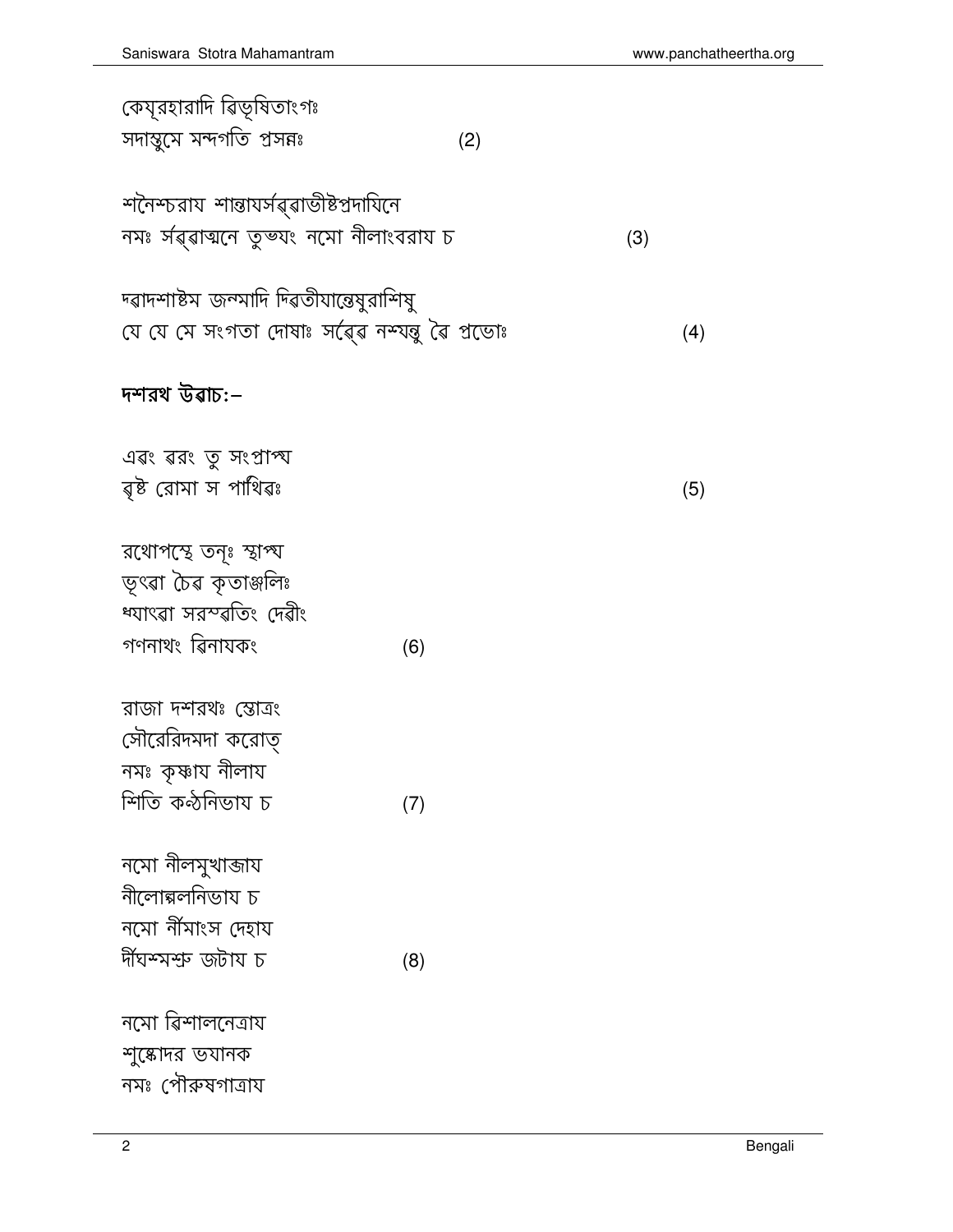কেয়ূরহারাদি ৰিভূষিতাংগঃ
সদাস্তুমে মন্দগতি প্রসন্নঃ (2)

শনৈশ্চরায শান্তাযর্সৰ্ৰাভীষ্টপ্রদাযিনে
নমঃ র্সৰ্ৰাত্মনে তুভ্যং নমো নীলাংবরায চ (3)

দ্ৰাদশাষ্টম জন্মাদি দ্ৰিতীযান্তেষুরাশিষু
যে যে মে সংগতা দোষাঃ র্সৰ্ৰে নশ্যন্তু ৰৈ প্রভোঃ (4)

**দশরথ উৰাচ:–**

এৰং ৰরং তু সংপ্রাপ্য
ৰৃষ্ট রোমা স পাৰ্থিৰঃ (5)

রথোপস্থে তনূঃ স্থাপ্য
ভূৎৰা চৈৰ কৃতাঞ্জলিঃ
ধ্যাৎৰা সরস্ৰতিং দেৰীং
গণনাথং ৰিনাযকং (6)

রাজা দশরথঃ স্তোত্রং
সৌরেরিদমদা করোত্
নমঃ কৃষ্ণায নীলায
শিতি কন্ঠনিভায চ (7)

নমো নীলমুখাব্জায
নীলোৎপলনিভায চ
নমো র্নীমাংস দেহায
র্দীঘশ্মশ্রু জটায চ (8)

নমো ৰিশালনেত্রায
শুষ্কোদর ভযানক
নমঃ পৌরুষগাত্রায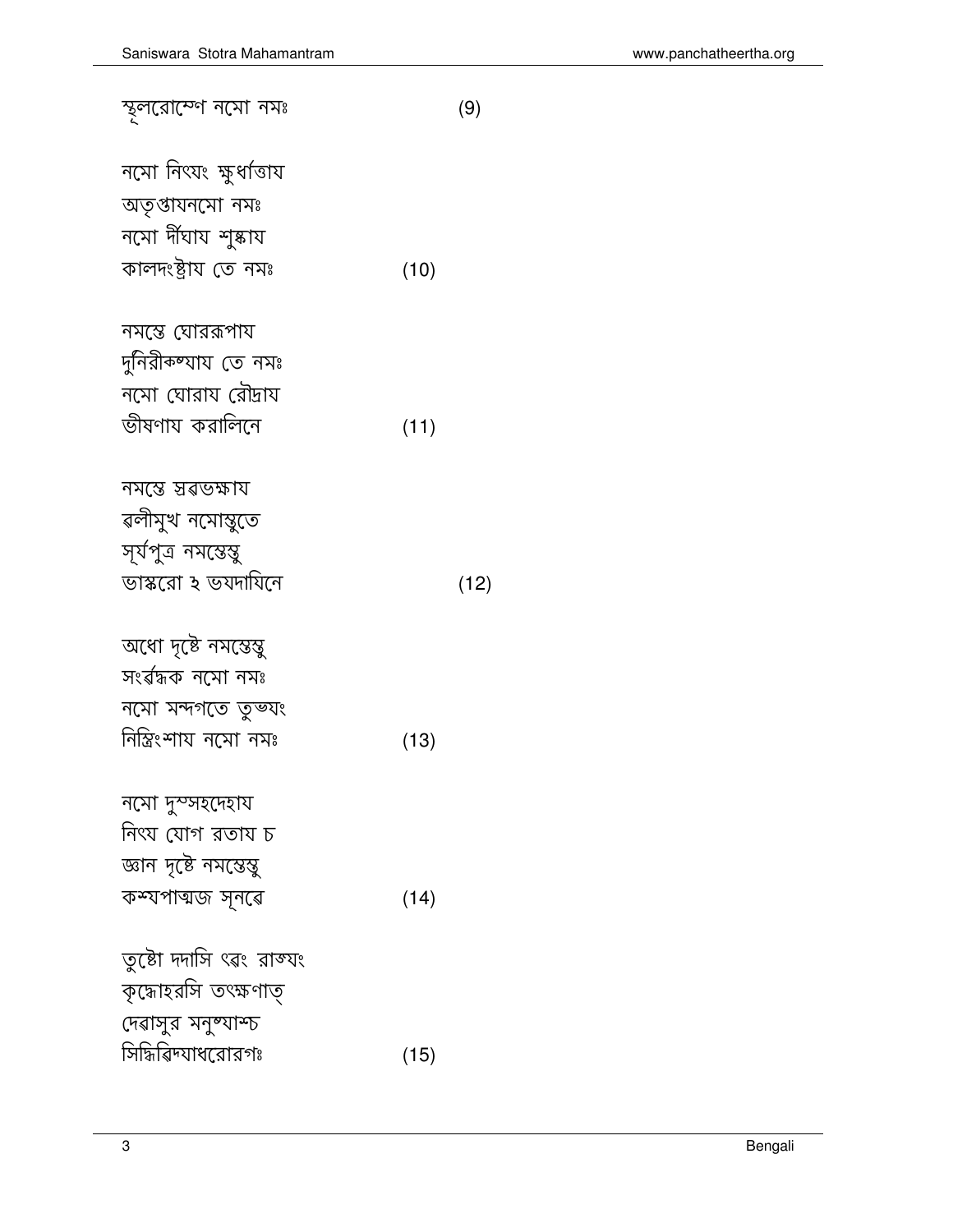স্থূলরোম্ণে নমো নমঃ (9)

নমো নিৎযং ক্ষুর্ধাত্তায
অতৃপ্তাযনমো নমঃ
নমো দীর্ঘায শুষ্কায
কালদংষ্ট্রায তে নমঃ (10)

নমস্তে ঘোররূপায
দুর্নিরীক্ষ্যায তে নমঃ
নমো ঘোরায রৌদ্রায
ভীষণায করালিনে (11)

নমস্তে স্রৱভক্ষায
ৱলীমুখ নমোস্তুতে
সূর্যপুত্র নমস্তেস্তু
ভাস্করো ঽ ভযদাযিনে (12)

অধো দৃষ্টে নমস্তেস্তু
সংৱর্দ্ধক নমো নমঃ
নমো মন্দগতে তুভ্যং
নিস্ত্রিংশায নমো নমঃ (13)

নমো দুস্সহদেহায
নিৎয যোগ রতায চ
জ্ঞান দৃষ্টে নমস্তেস্তু
কশ্যপাত্মজ সূনৱে (14)

তুষ্টো দদাসি ৱৈং রাজ্যং
কৃদ্ধোহরসি তৎক্ষণাত্
দেৱাসুর মনুষ্যাশ্চ
সিদ্ধিৱিদ্যাধরোরগঃ (15)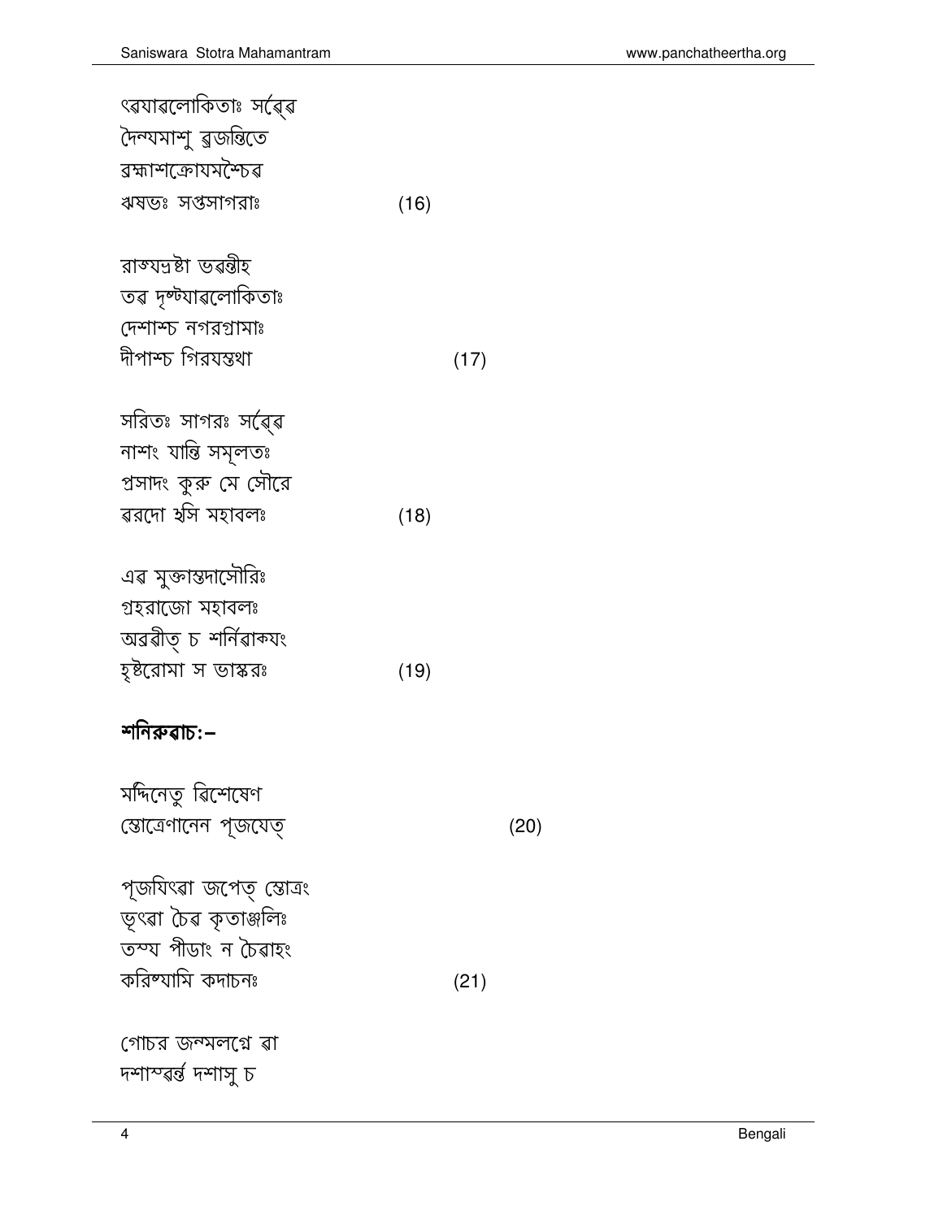ৎৱযাৱলোকিতাঃ সর্ব্বে
দৈন্যমাশু ৱ্রজন্তিতে
ৱ্রহ্মাশক্রোযমশ্চৈৱ
ঋষভঃ সপ্তসাগরাঃ (16)

রাজ্যভ্রষ্টা ভৱন্তীহ
তৱ দৃষ্টযাৱলোকিতাঃ
দেশাশ্চ নগরগ্রামাঃ
দীপাশ্চ গিরযস্তথা (17)

সরিতঃ সাগরঃ সর্ব্বে
নাশং যান্তি সমূলতঃ
প্রসাদং কুরু মে সৌরে
ৱরদো ঽসি মহাবলঃ (18)

এৱ মুক্তাস্তদাসৌরিঃ
গ্রহরাজো মহাবলঃ
অব্রৱীত্ চ শর্নিৱাকযং
হৃষ্টরোমা স ভাস্করঃ (19)

**শনিরুৱাচ:–**

মদ্দিনেতু ৱিশেষেণ
স্তোত্রেণানেন পূজযেত্ (20)

পূজযিৎৱা জপেত্ স্তোত্রং
ভূৎৱা চৈৱ কৃতাঞ্জলিঃ
তস্য পীডাং ন চৈৱাহং
করিষ্যামি কদাচনঃ (21)

গোচর জন্মলগ্নে ৱা
দশাস্ৱর্ন্ত দশাসু চ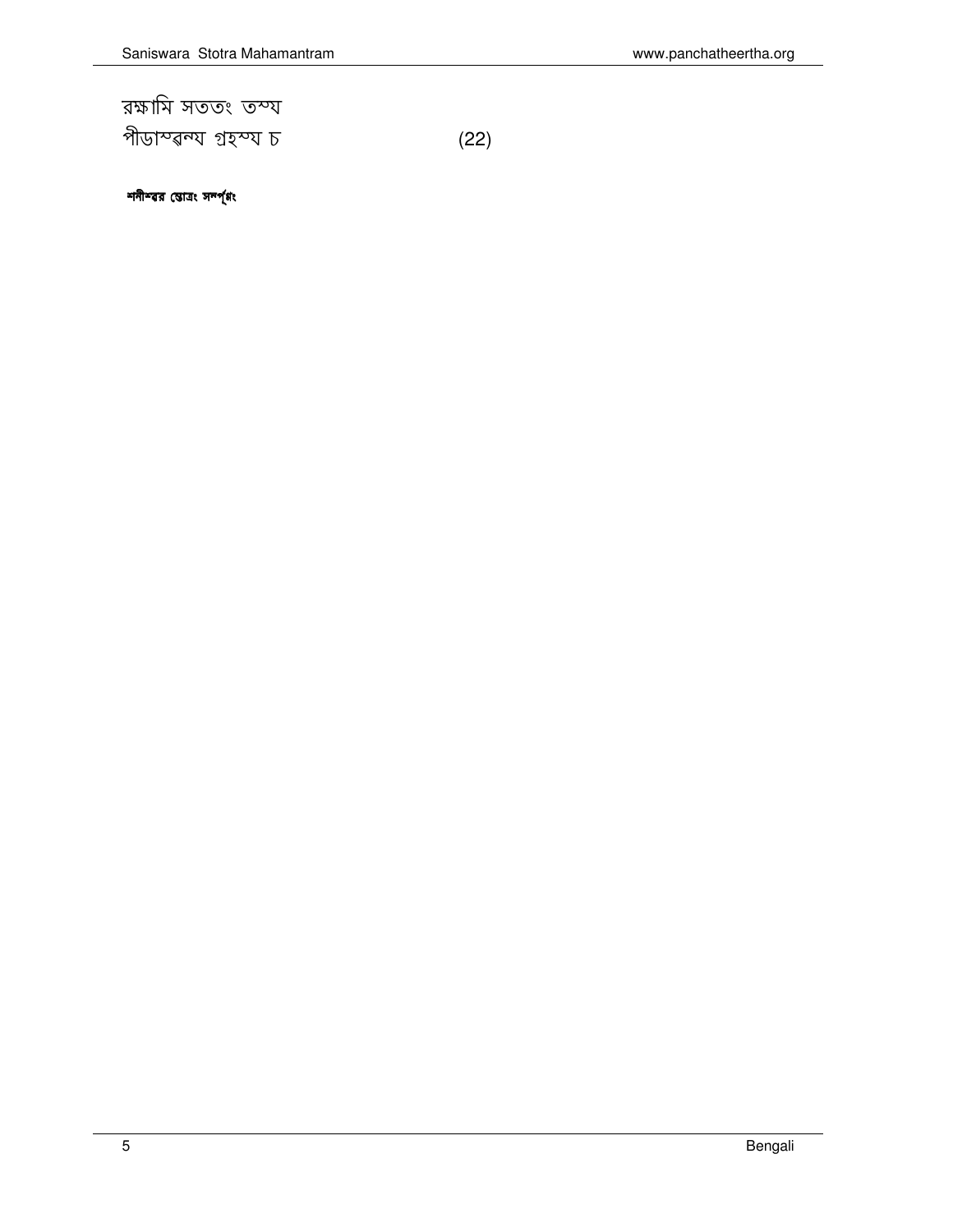রক্ষামি সততং তস্য
পীডাস্বন্য গ্রহস্য চ (22)

**শনীশ্বর স্তোত্রং সম্পূর্ণং**